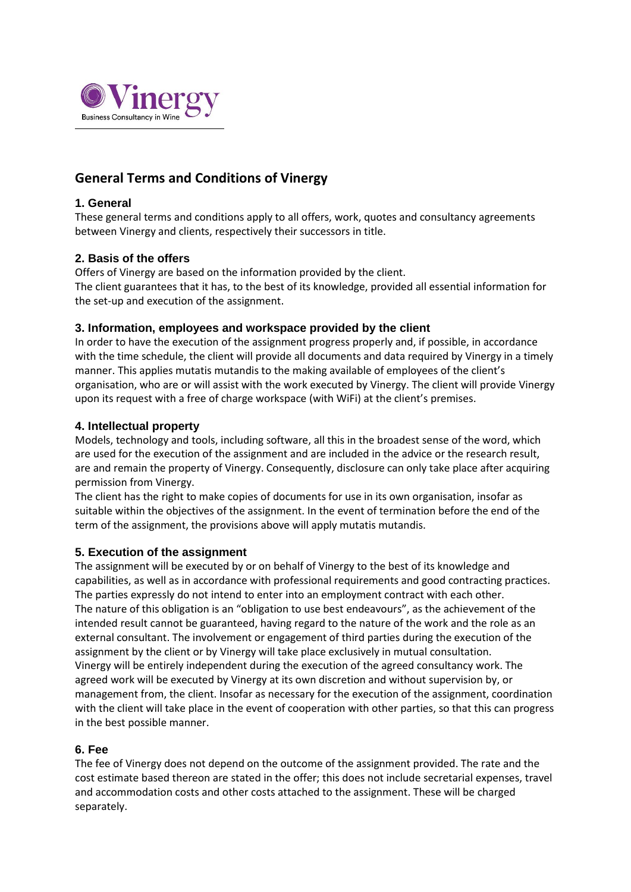Vinergy
Business Consultancy in Wine

# General Terms and Conditions of Vinergy

## 1. General

These general terms and conditions apply to all offers, work, quotes and consultancy agreements between Vinergy and clients, respectively their successors in title.

## 2. Basis of the offers

Offers of Vinergy are based on the information provided by the client.
The client guarantees that it has, to the best of its knowledge, provided all essential information for the set-up and execution of the assignment.

## 3. Information, employees and workspace provided by the client

In order to have the execution of the assignment progress properly and, if possible, in accordance with the time schedule, the client will provide all documents and data required by Vinergy in a timely manner. This applies mutatis mutandis to the making available of employees of the client's organisation, who are or will assist with the work executed by Vinergy. The client will provide Vinergy upon its request with a free of charge workspace (with WiFi) at the client's premises.

## 4. Intellectual property

Models, technology and tools, including software, all this in the broadest sense of the word, which are used for the execution of the assignment and are included in the advice or the research result, are and remain the property of Vinergy. Consequently, disclosure can only take place after acquiring permission from Vinergy.
The client has the right to make copies of documents for use in its own organisation, insofar as suitable within the objectives of the assignment. In the event of termination before the end of the term of the assignment, the provisions above will apply mutatis mutandis.

## 5. Execution of the assignment

The assignment will be executed by or on behalf of Vinergy to the best of its knowledge and capabilities, as well as in accordance with professional requirements and good contracting practices.
The parties expressly do not intend to enter into an employment contract with each other.
The nature of this obligation is an "obligation to use best endeavours", as the achievement of the intended result cannot be guaranteed, having regard to the nature of the work and the role as an external consultant. The involvement or engagement of third parties during the execution of the assignment by the client or by Vinergy will take place exclusively in mutual consultation.
Vinergy will be entirely independent during the execution of the agreed consultancy work. The agreed work will be executed by Vinergy at its own discretion and without supervision by, or management from, the client. Insofar as necessary for the execution of the assignment, coordination with the client will take place in the event of cooperation with other parties, so that this can progress in the best possible manner.

## 6. Fee

The fee of Vinergy does not depend on the outcome of the assignment provided. The rate and the cost estimate based thereon are stated in the offer; this does not include secretarial expenses, travel and accommodation costs and other costs attached to the assignment. These will be charged separately.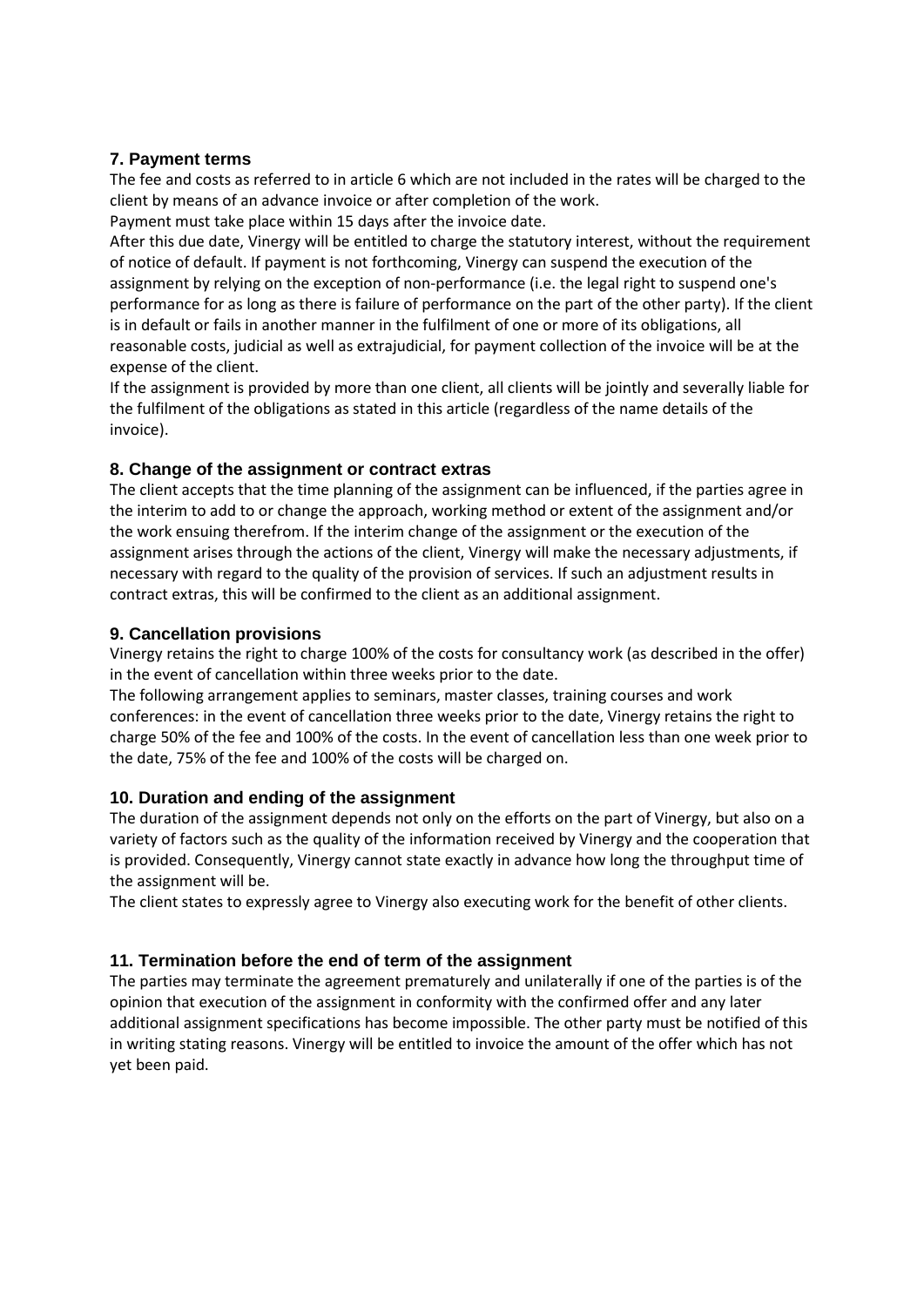## 7. Payment terms

The fee and costs as referred to in article 6 which are not included in the rates will be charged to the client by means of an advance invoice or after completion of the work.

Payment must take place within 15 days after the invoice date.

After this due date, Vinergy will be entitled to charge the statutory interest, without the requirement of notice of default. If payment is not forthcoming, Vinergy can suspend the execution of the assignment by relying on the exception of non-performance (i.e. the legal right to suspend one's performance for as long as there is failure of performance on the part of the other party). If the client is in default or fails in another manner in the fulfilment of one or more of its obligations, all reasonable costs, judicial as well as extrajudicial, for payment collection of the invoice will be at the expense of the client.

If the assignment is provided by more than one client, all clients will be jointly and severally liable for the fulfilment of the obligations as stated in this article (regardless of the name details of the invoice).

## 8. Change of the assignment or contract extras

The client accepts that the time planning of the assignment can be influenced, if the parties agree in the interim to add to or change the approach, working method or extent of the assignment and/or the work ensuing therefrom. If the interim change of the assignment or the execution of the assignment arises through the actions of the client, Vinergy will make the necessary adjustments, if necessary with regard to the quality of the provision of services. If such an adjustment results in contract extras, this will be confirmed to the client as an additional assignment.

## 9. Cancellation provisions

Vinergy retains the right to charge 100% of the costs for consultancy work (as described in the offer) in the event of cancellation within three weeks prior to the date.

The following arrangement applies to seminars, master classes, training courses and work conferences: in the event of cancellation three weeks prior to the date, Vinergy retains the right to charge 50% of the fee and 100% of the costs. In the event of cancellation less than one week prior to the date, 75% of the fee and 100% of the costs will be charged on.

## 10. Duration and ending of the assignment

The duration of the assignment depends not only on the efforts on the part of Vinergy, but also on a variety of factors such as the quality of the information received by Vinergy and the cooperation that is provided. Consequently, Vinergy cannot state exactly in advance how long the throughput time of the assignment will be.

The client states to expressly agree to Vinergy also executing work for the benefit of other clients.

## 11. Termination before the end of term of the assignment

The parties may terminate the agreement prematurely and unilaterally if one of the parties is of the opinion that execution of the assignment in conformity with the confirmed offer and any later additional assignment specifications has become impossible. The other party must be notified of this in writing stating reasons. Vinergy will be entitled to invoice the amount of the offer which has not yet been paid.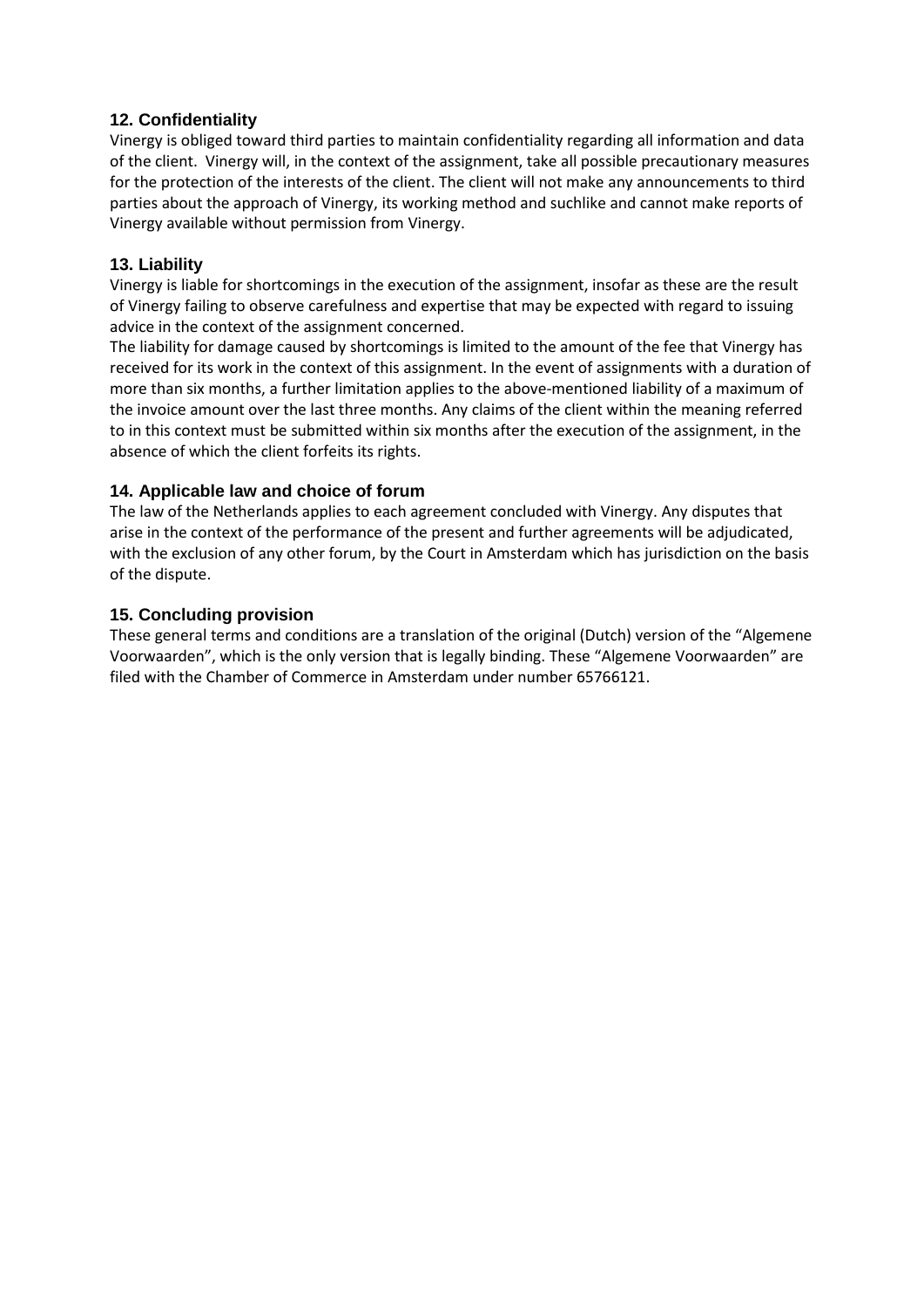## 12. Confidentiality

Vinergy is obliged toward third parties to maintain confidentiality regarding all information and data of the client.  Vinergy will, in the context of the assignment, take all possible precautionary measures for the protection of the interests of the client. The client will not make any announcements to third parties about the approach of Vinergy, its working method and suchlike and cannot make reports of Vinergy available without permission from Vinergy.

## 13. Liability

Vinergy is liable for shortcomings in the execution of the assignment, insofar as these are the result of Vinergy failing to observe carefulness and expertise that may be expected with regard to issuing advice in the context of the assignment concerned.

The liability for damage caused by shortcomings is limited to the amount of the fee that Vinergy has received for its work in the context of this assignment. In the event of assignments with a duration of more than six months, a further limitation applies to the above-mentioned liability of a maximum of the invoice amount over the last three months. Any claims of the client within the meaning referred to in this context must be submitted within six months after the execution of the assignment, in the absence of which the client forfeits its rights.

## 14. Applicable law and choice of forum

The law of the Netherlands applies to each agreement concluded with Vinergy. Any disputes that arise in the context of the performance of the present and further agreements will be adjudicated, with the exclusion of any other forum, by the Court in Amsterdam which has jurisdiction on the basis of the dispute.

## 15. Concluding provision

These general terms and conditions are a translation of the original (Dutch) version of the “Algemene Voorwaarden”, which is the only version that is legally binding. These “Algemene Voorwaarden” are filed with the Chamber of Commerce in Amsterdam under number 65766121.